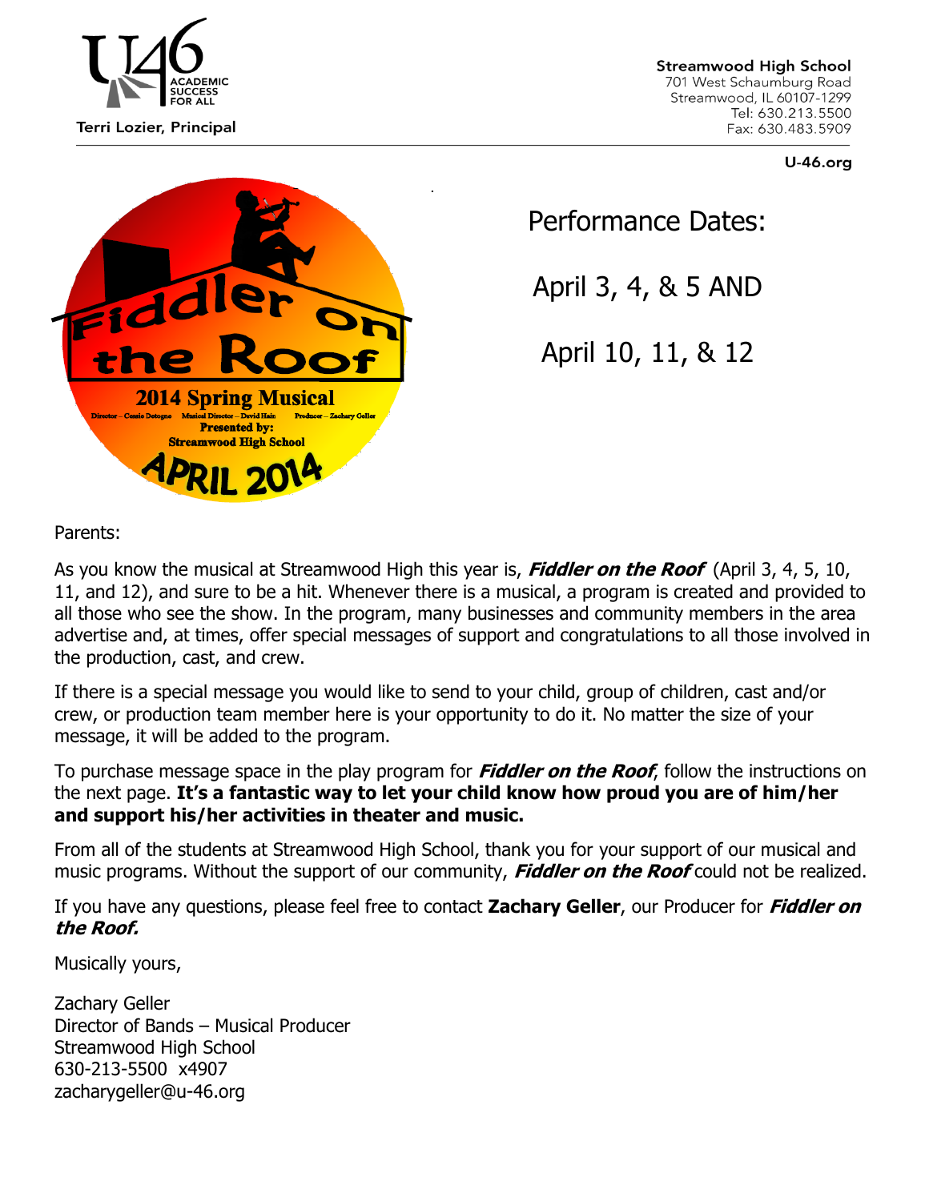Terri Lozier, Principal

**Streamwood High School**
701 West Schaumburg Road
Streamwood, IL 60107-1299
Tel: 630.213.5500
Fax: 630.483.5909

**U-46.org**

Fiddler on the Roof
2014 Spring Musical
Director – Cassie Detogne Musical Director – David Hain Producer – Zachary Geller
Presented by:
Streamwood High School
APRIL 2014

Performance Dates:

April 3, 4, & 5 AND

April 10, 11, & 12

Parents:

As you know the musical at Streamwood High this year is, ***Fiddler on the Roof*** (April 3, 4, 5, 10, 11, and 12), and sure to be a hit. Whenever there is a musical, a program is created and provided to all those who see the show. In the program, many businesses and community members in the area advertise and, at times, offer special messages of support and congratulations to all those involved in the production, cast, and crew.

If there is a special message you would like to send to your child, group of children, cast and/or crew, or production team member here is your opportunity to do it. No matter the size of your message, it will be added to the program.

To purchase message space in the play program for ***Fiddler on the Roof***, follow the instructions on the next page. **It's a fantastic way to let your child know how proud you are of him/her and support his/her activities in theater and music.**

From all of the students at Streamwood High School, thank you for your support of our musical and music programs. Without the support of our community, ***Fiddler on the Roof*** could not be realized.

If you have any questions, please feel free to contact **Zachary Geller**, our Producer for ***Fiddler on the Roof.***

Musically yours,

Zachary Geller
Director of Bands – Musical Producer
Streamwood High School
630-213-5500 x4907
zacharygeller@u-46.org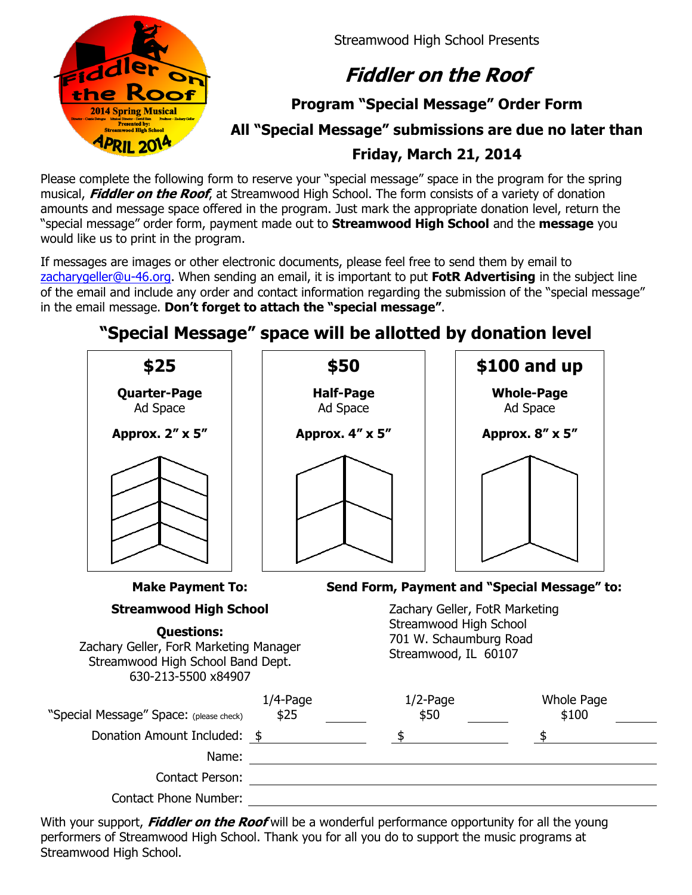Streamwood High School Presents

# *Fiddler on the Roof*

## Program "Special Message" Order Form

### All "Special Message" submissions are due no later than Friday, March 21, 2014

Please complete the following form to reserve your "special message" space in the program for the spring musical, ***Fiddler on the Roof***, at Streamwood High School. The form consists of a variety of donation amounts and message space offered in the program. Just mark the appropriate donation level, return the "special message" order form, payment made out to **Streamwood High School** and the **message** you would like us to print in the program.

If messages are images or other electronic documents, please feel free to send them by email to zacharygeller@u-46.org. When sending an email, it is important to put **FotR Advertising** in the subject line of the email and include any order and contact information regarding the submission of the "special message" in the email message. **Don't forget to attach the "special message"**.

## "Special Message" space will be allotted by donation level

| $25 | $50 | $100 and up |
|---|---|---|
| **Quarter-Page** Ad Space | **Half-Page** Ad Space | **Whole-Page** Ad Space |
| **Approx. 2" x 5"** | **Approx. 4" x 5"** | **Approx. 8" x 5"** |

**Make Payment To:**

**Streamwood High School**

**Questions:**
Zachary Geller, ForR Marketing Manager
Streamwood High School Band Dept.
630-213-5500 x84907

**Send Form, Payment and "Special Message" to:**

Zachary Geller, FotR Marketing
Streamwood High School
701 W. Schaumburg Road
Streamwood, IL 60107

| | | | |
|---|---|---|---|
| "Special Message" Space: (please check) | 1/4-Page $25 ______ | 1/2-Page $50 ______ | Whole Page $100 ______ |
| Donation Amount Included: | $ ______ | $ ______ | $ ______ |

Name: ____________________

Contact Person: ____________________

Contact Phone Number: ____________________

With your support, ***Fiddler on the Roof*** will be a wonderful performance opportunity for all the young performers of Streamwood High School. Thank you for all you do to support the music programs at Streamwood High School.